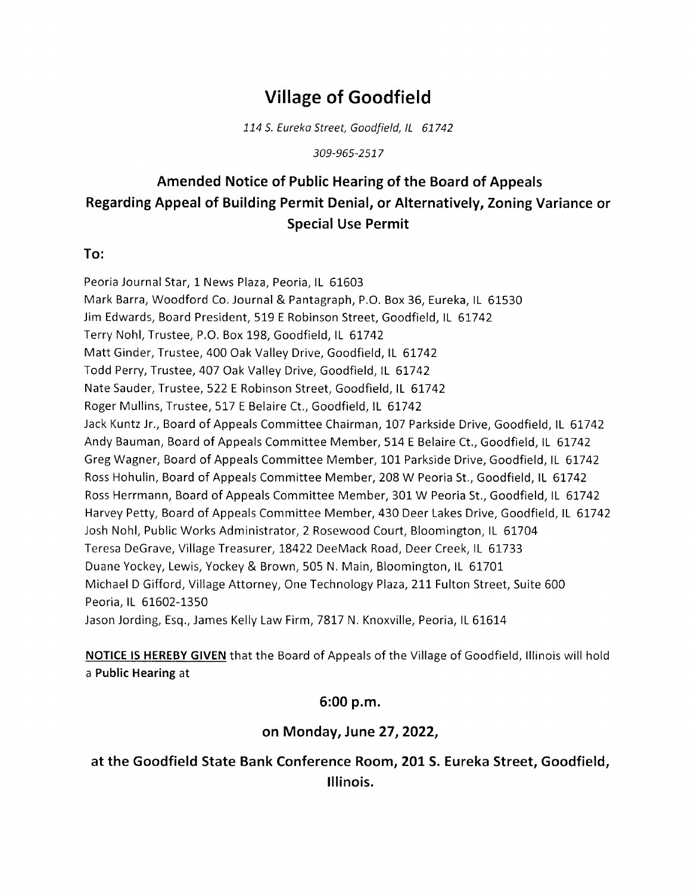# Village of Goodfield

*114 S. Eureka Street, Goodfield, IL 61742*

*309-965-2517*

## Amended Notice of Public Hearing of the Board of Appeals Regarding Appeal of Building Permit Denial, or Alternatively, Zoning Variance or Special Use Permit

**To:**

Peoria Journal Star, 1 News Plaza, Peoria, IL 61603
Mark Barra, Woodford Co. Journal & Pantagraph, P.O. Box 36, Eureka, IL 61530
Jim Edwards, Board President, 519 E Robinson Street, Goodfield, IL 61742
Terry Nohl, Trustee, P.O. Box 198, Goodfield, IL 61742
Matt Ginder, Trustee, 400 Oak Valley Drive, Goodfield, IL 61742
Todd Perry, Trustee, 407 Oak Valley Drive, Goodfield, IL 61742
Nate Sauder, Trustee, 522 E Robinson Street, Goodfield, IL 61742
Roger Mullins, Trustee, 517 E Belaire Ct., Goodfield, IL 61742
Jack Kuntz Jr., Board of Appeals Committee Chairman, 107 Parkside Drive, Goodfield, IL 61742
Andy Bauman, Board of Appeals Committee Member, 514 E Belaire Ct., Goodfield, IL 61742
Greg Wagner, Board of Appeals Committee Member, 101 Parkside Drive, Goodfield, IL 61742
Ross Hohulin, Board of Appeals Committee Member, 208 W Peoria St., Goodfield, IL 61742
Ross Herrmann, Board of Appeals Committee Member, 301 W Peoria St., Goodfield, IL 61742
Harvey Petty, Board of Appeals Committee Member, 430 Deer Lakes Drive, Goodfield, IL 61742
Josh Nohl, Public Works Administrator, 2 Rosewood Court, Bloomington, IL 61704
Teresa DeGrave, Village Treasurer, 18422 DeeMack Road, Deer Creek, IL 61733
Duane Yockey, Lewis, Yockey & Brown, 505 N. Main, Bloomington, IL 61701
Michael D Gifford, Village Attorney, One Technology Plaza, 211 Fulton Street, Suite 600 Peoria, IL 61602-1350
Jason Jording, Esq., James Kelly Law Firm, 7817 N. Knoxville, Peoria, IL 61614

**NOTICE IS HEREBY GIVEN** that the Board of Appeals of the Village of Goodfield, Illinois will hold a **Public Hearing** at

**6:00 p.m.**

**on Monday, June 27, 2022,**

**at the Goodfield State Bank Conference Room, 201 S. Eureka Street, Goodfield, Illinois.**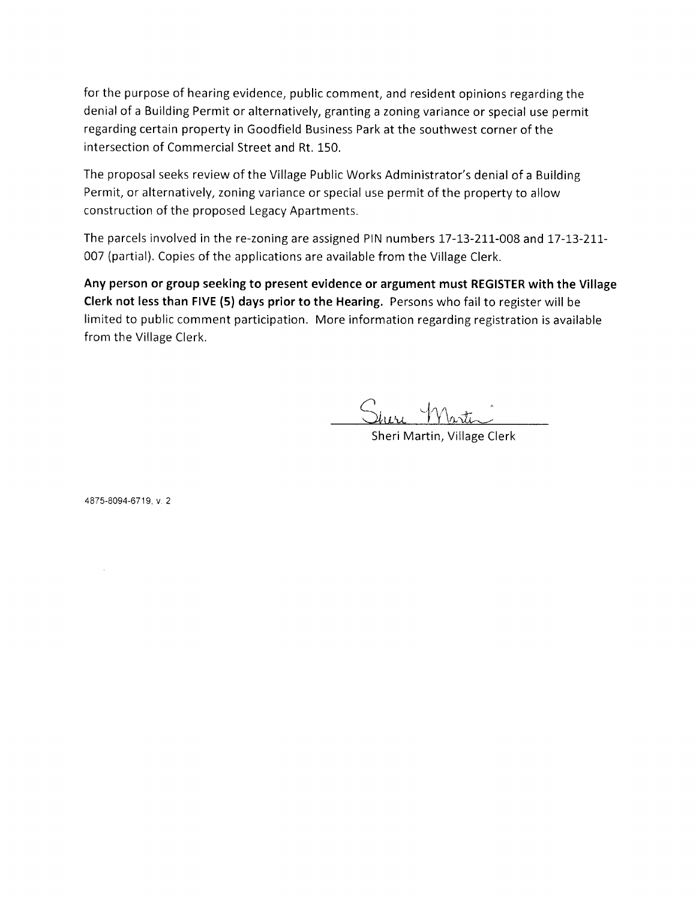for the purpose of hearing evidence, public comment, and resident opinions regarding the denial of a Building Permit or alternatively, granting a zoning variance or special use permit regarding certain property in Goodfield Business Park at the southwest corner of the intersection of Commercial Street and Rt. 150.

The proposal seeks review of the Village Public Works Administrator's denial of a Building Permit, or alternatively, zoning variance or special use permit of the property to allow construction of the proposed Legacy Apartments.

The parcels involved in the re-zoning are assigned PIN numbers 17-13-211-008 and 17-13-211-007 (partial). Copies of the applications are available from the Village Clerk.

**Any person or group seeking to present evidence or argument must REGISTER with the Village Clerk not less than FIVE (5) days prior to the Hearing.** Persons who fail to register will be limited to public comment participation. More information regarding registration is available from the Village Clerk.

Sheri Martin

Sheri Martin, Village Clerk

4875-8094-6719, v. 2